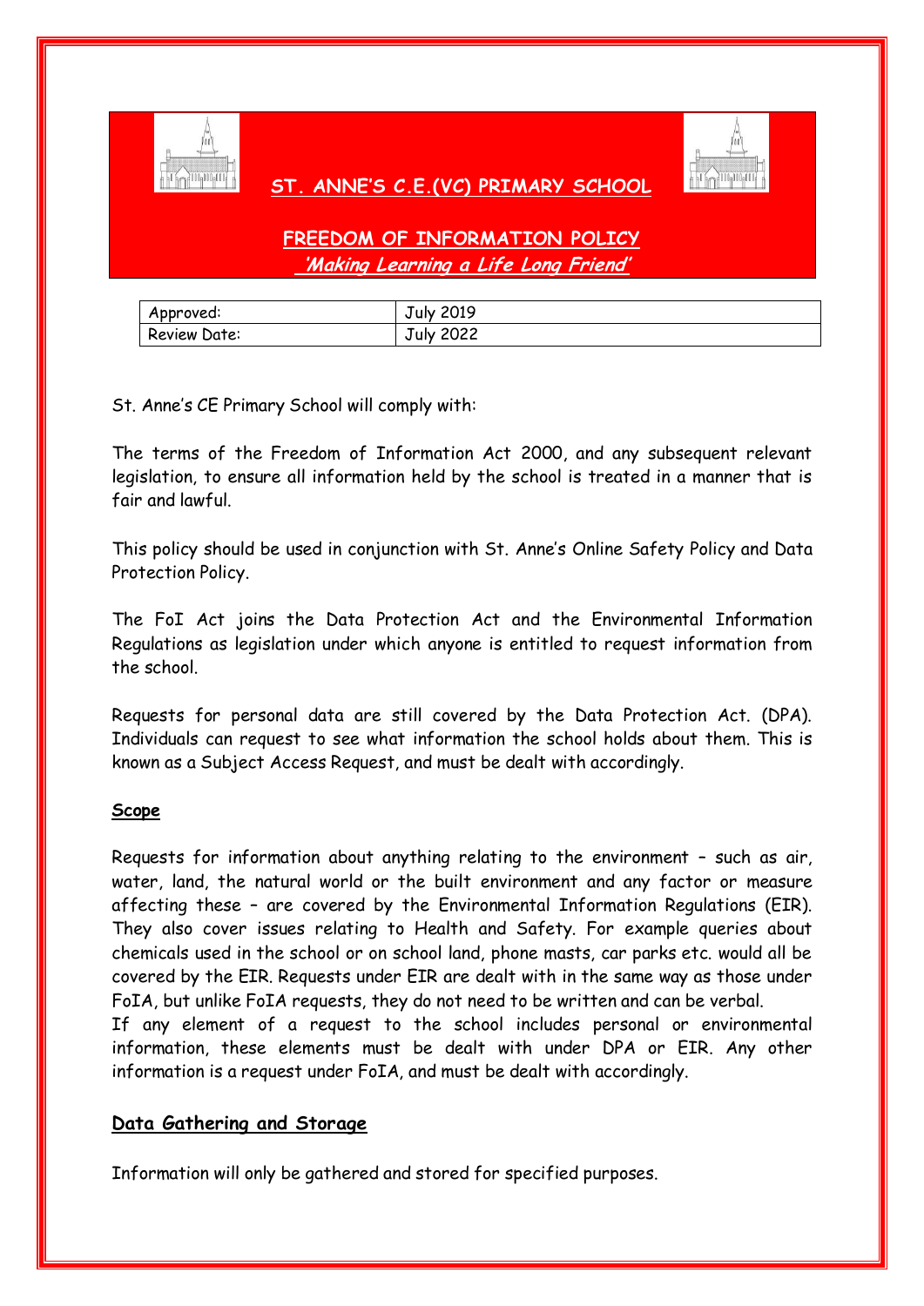# ST. ANNE'S C.E.(VC) PRIMARY SCHOOL

## FREEDOM OF INFORMATION POLICY

***'Making Learning a Life Long Friend'***

| Approved: | July 2019 |
|---|---|
| Review Date: | July 2022 |

St. Anne's CE Primary School will comply with:

The terms of the Freedom of Information Act 2000, and any subsequent relevant legislation, to ensure all information held by the school is treated in a manner that is fair and lawful.

This policy should be used in conjunction with St. Anne's Online Safety Policy and Data Protection Policy.

The FoI Act joins the Data Protection Act and the Environmental Information Regulations as legislation under which anyone is entitled to request information from the school.

Requests for personal data are still covered by the Data Protection Act. (DPA). Individuals can request to see what information the school holds about them. This is known as a Subject Access Request, and must be dealt with accordingly.

### Scope

Requests for information about anything relating to the environment – such as air, water, land, the natural world or the built environment and any factor or measure affecting these – are covered by the Environmental Information Regulations (EIR). They also cover issues relating to Health and Safety. For example queries about chemicals used in the school or on school land, phone masts, car parks etc. would all be covered by the EIR. Requests under EIR are dealt with in the same way as those under FoIA, but unlike FoIA requests, they do not need to be written and can be verbal.

If any element of a request to the school includes personal or environmental information, these elements must be dealt with under DPA or EIR. Any other information is a request under FoIA, and must be dealt with accordingly.

### Data Gathering and Storage

Information will only be gathered and stored for specified purposes.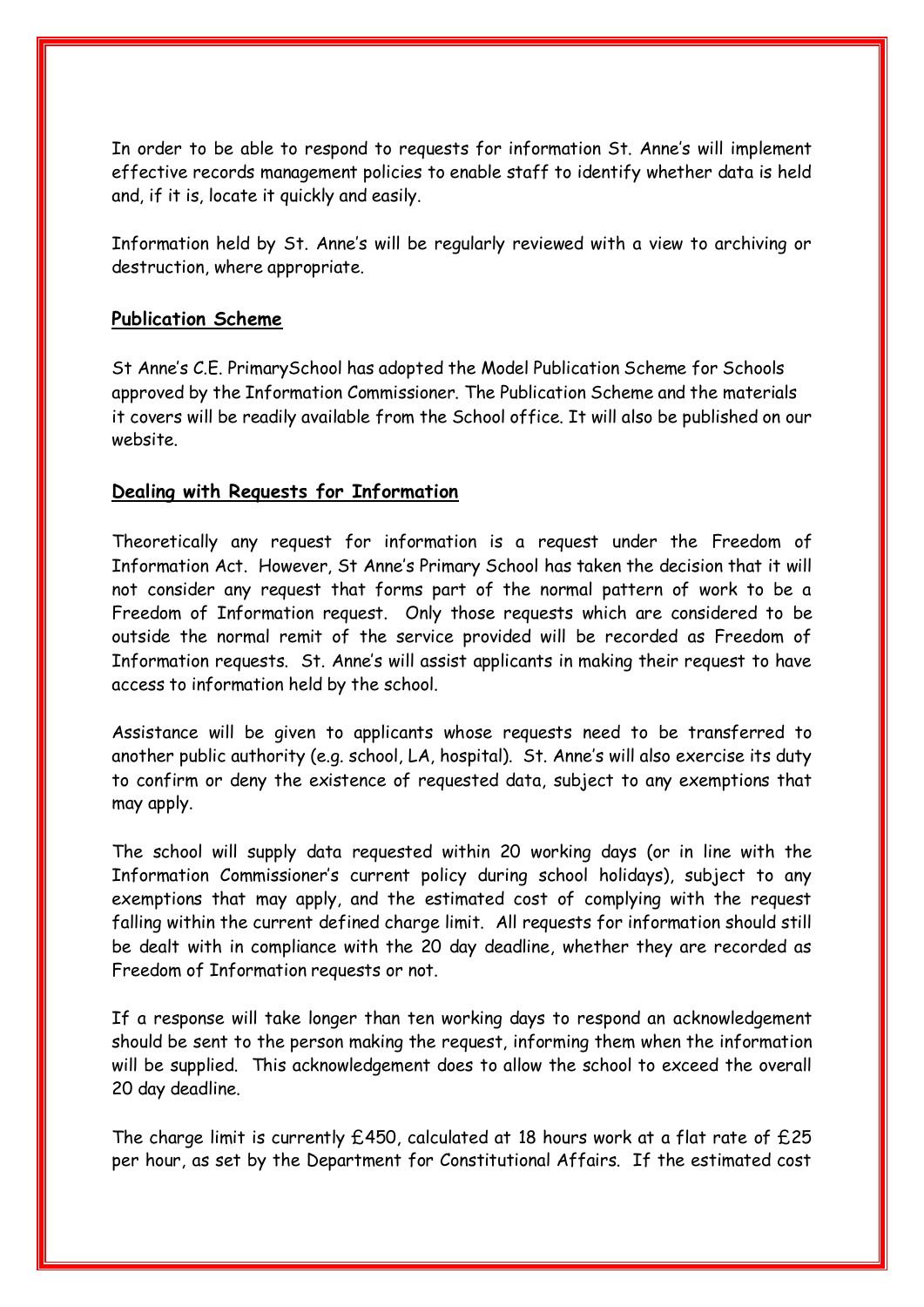In order to be able to respond to requests for information St. Anne's will implement effective records management policies to enable staff to identify whether data is held and, if it is, locate it quickly and easily.

Information held by St. Anne's will be regularly reviewed with a view to archiving or destruction, where appropriate.

## **Publication Scheme**

St Anne's C.E. PrimarySchool has adopted the Model Publication Scheme for Schools approved by the Information Commissioner. The Publication Scheme and the materials it covers will be readily available from the School office. It will also be published on our website.

## **Dealing with Requests for Information**

Theoretically any request for information is a request under the Freedom of Information Act. However, St Anne's Primary School has taken the decision that it will not consider any request that forms part of the normal pattern of work to be a Freedom of Information request. Only those requests which are considered to be outside the normal remit of the service provided will be recorded as Freedom of Information requests. St. Anne's will assist applicants in making their request to have access to information held by the school.

Assistance will be given to applicants whose requests need to be transferred to another public authority (e.g. school, LA, hospital). St. Anne's will also exercise its duty to confirm or deny the existence of requested data, subject to any exemptions that may apply.

The school will supply data requested within 20 working days (or in line with the Information Commissioner's current policy during school holidays), subject to any exemptions that may apply, and the estimated cost of complying with the request falling within the current defined charge limit. All requests for information should still be dealt with in compliance with the 20 day deadline, whether they are recorded as Freedom of Information requests or not.

If a response will take longer than ten working days to respond an acknowledgement should be sent to the person making the request, informing them when the information will be supplied. This acknowledgement does to allow the school to exceed the overall 20 day deadline.

The charge limit is currently £450, calculated at 18 hours work at a flat rate of £25 per hour, as set by the Department for Constitutional Affairs. If the estimated cost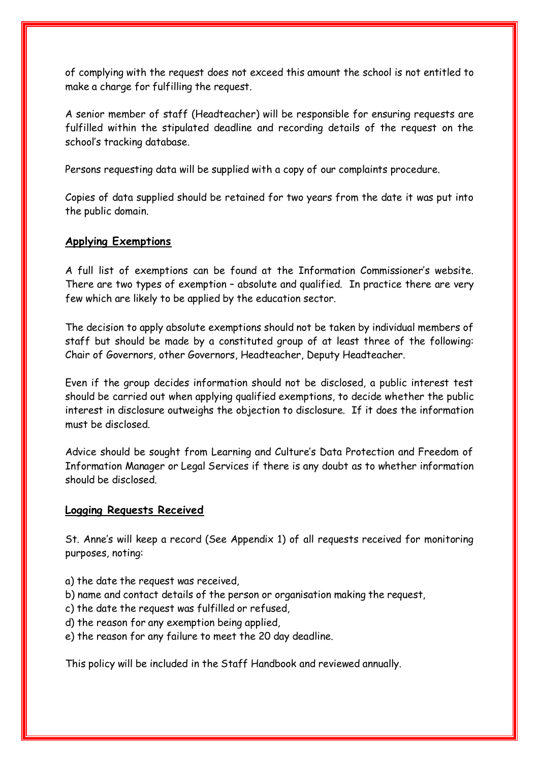of complying with the request does not exceed this amount the school is not entitled to make a charge for fulfilling the request.

A senior member of staff (Headteacher) will be responsible for ensuring requests are fulfilled within the stipulated deadline and recording details of the request on the school's tracking database.

Persons requesting data will be supplied with a copy of our complaints procedure.

Copies of data supplied should be retained for two years from the date it was put into the public domain.

## Applying Exemptions

A full list of exemptions can be found at the Information Commissioner's website. There are two types of exemption – absolute and qualified. In practice there are very few which are likely to be applied by the education sector.

The decision to apply absolute exemptions should not be taken by individual members of staff but should be made by a constituted group of at least three of the following: Chair of Governors, other Governors, Headteacher, Deputy Headteacher.

Even if the group decides information should not be disclosed, a public interest test should be carried out when applying qualified exemptions, to decide whether the public interest in disclosure outweighs the objection to disclosure. If it does the information must be disclosed.

Advice should be sought from Learning and Culture's Data Protection and Freedom of Information Manager or Legal Services if there is any doubt as to whether information should be disclosed.

## Logging Requests Received

St. Anne's will keep a record (See Appendix 1) of all requests received for monitoring purposes, noting:

a) the date the request was received,
b) name and contact details of the person or organisation making the request,
c) the date the request was fulfilled or refused,
d) the reason for any exemption being applied,
e) the reason for any failure to meet the 20 day deadline.

This policy will be included in the Staff Handbook and reviewed annually.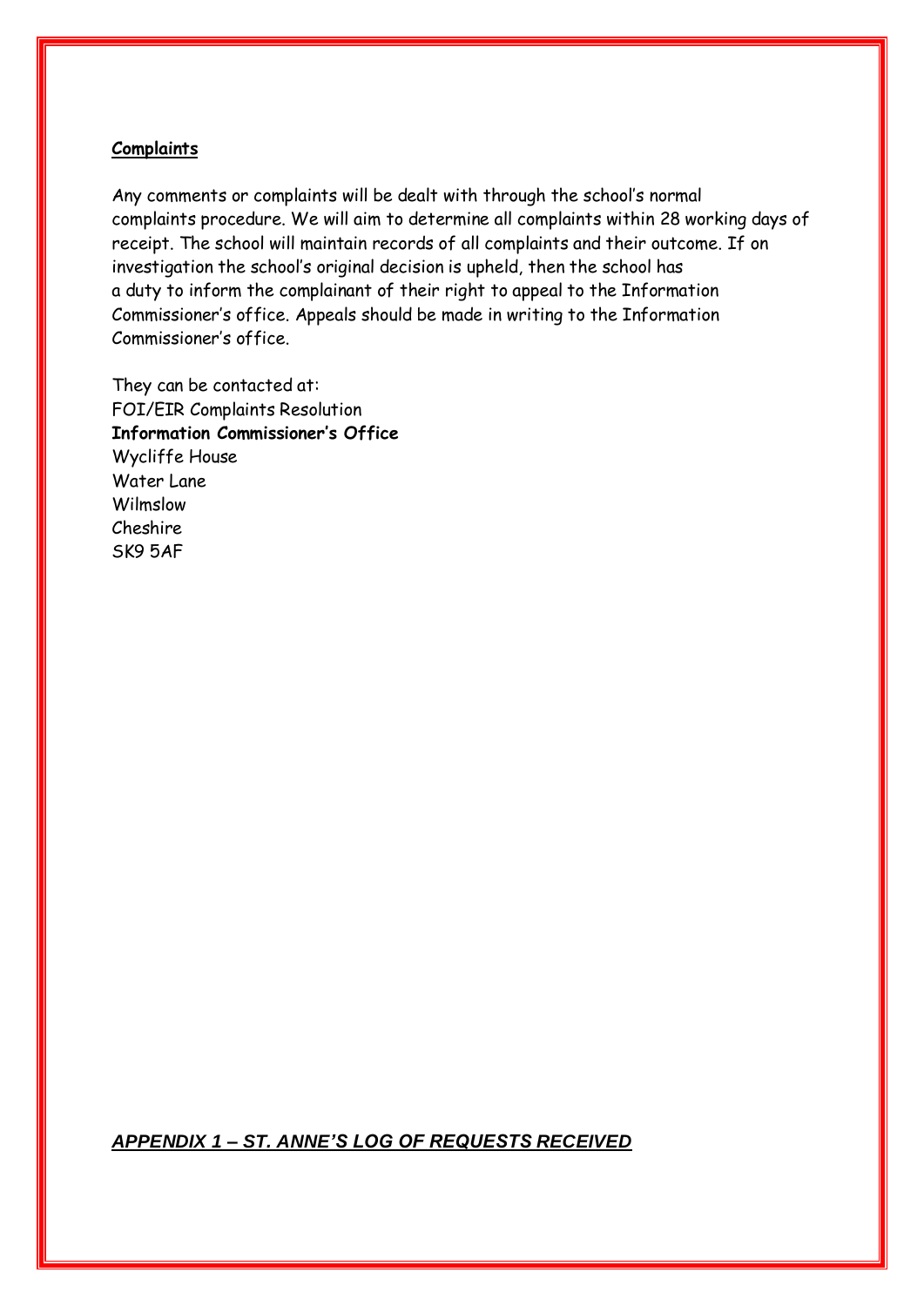## Complaints

Any comments or complaints will be dealt with through the school's normal complaints procedure. We will aim to determine all complaints within 28 working days of receipt. The school will maintain records of all complaints and their outcome. If on investigation the school's original decision is upheld, then the school has a duty to inform the complainant of their right to appeal to the Information Commissioner's office. Appeals should be made in writing to the Information Commissioner's office.

They can be contacted at:  
FOI/EIR Complaints Resolution  
**Information Commissioner's Office**  
Wycliffe House  
Water Lane  
Wilmslow  
Cheshire  
SK9 5AF

## *APPENDIX 1 – ST. ANNE'S LOG OF REQUESTS RECEIVED*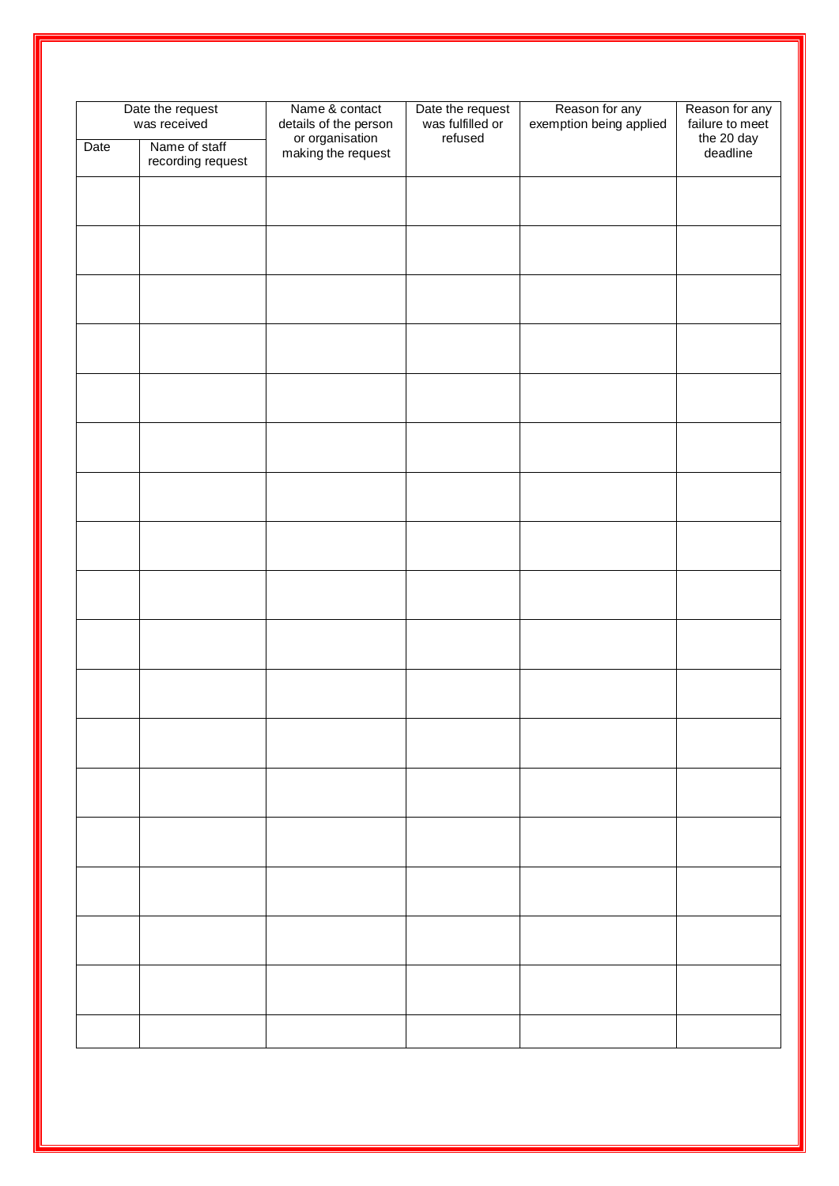| Date the request was received | | Name & contact details of the person or organisation making the request | Date the request was fulfilled or refused | Reason for any exemption being applied | Reason for any failure to meet the 20 day deadline |
|---|---|---|---|---|---|
| Date | Name of staff recording request | | | | |
| | | | | | |
| | | | | | |
| | | | | | |
| | | | | | |
| | | | | | |
| | | | | | |
| | | | | | |
| | | | | | |
| | | | | | |
| | | | | | |
| | | | | | |
| | | | | | |
| | | | | | |
| | | | | | |
| | | | | | |
| | | | | | |
| | | | | | |
| | | | | | |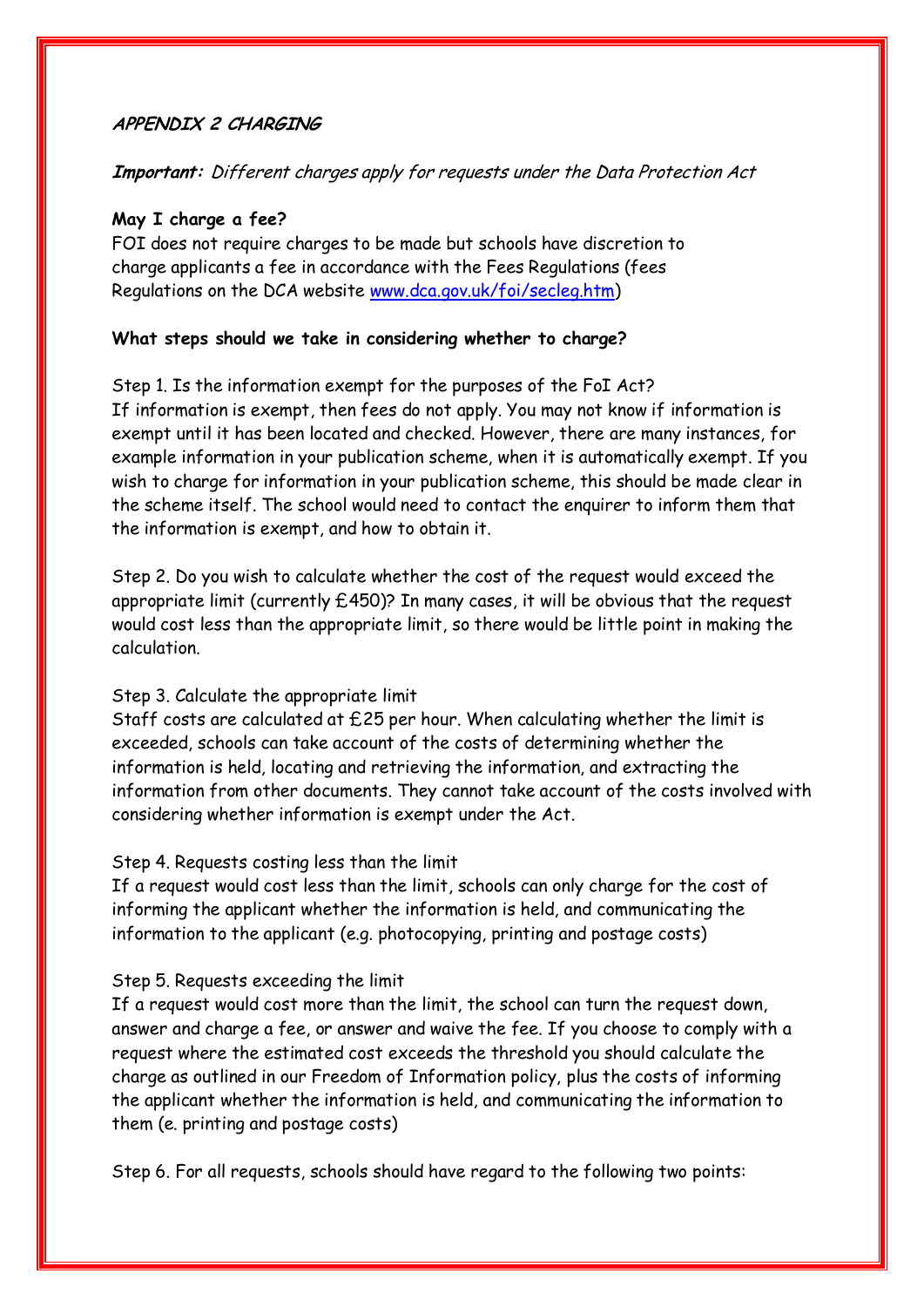## *APPENDIX 2 CHARGING*

***Important:*** *Different charges apply for requests under the Data Protection Act*

**May I charge a fee?**

FOI does not require charges to be made but schools have discretion to charge applicants a fee in accordance with the Fees Regulations (fees Regulations on the DCA website [www.dca.gov.uk/foi/secleg.htm](www.dca.gov.uk/foi/secleg.htm))

**What steps should we take in considering whether to charge?**

Step 1. Is the information exempt for the purposes of the FoI Act?
If information is exempt, then fees do not apply. You may not know if information is exempt until it has been located and checked. However, there are many instances, for example information in your publication scheme, when it is automatically exempt. If you wish to charge for information in your publication scheme, this should be made clear in the scheme itself. The school would need to contact the enquirer to inform them that the information is exempt, and how to obtain it.

Step 2. Do you wish to calculate whether the cost of the request would exceed the appropriate limit (currently £450)? In many cases, it will be obvious that the request would cost less than the appropriate limit, so there would be little point in making the calculation.

Step 3. Calculate the appropriate limit
Staff costs are calculated at £25 per hour. When calculating whether the limit is exceeded, schools can take account of the costs of determining whether the information is held, locating and retrieving the information, and extracting the information from other documents. They cannot take account of the costs involved with considering whether information is exempt under the Act.

Step 4. Requests costing less than the limit
If a request would cost less than the limit, schools can only charge for the cost of informing the applicant whether the information is held, and communicating the information to the applicant (e.g. photocopying, printing and postage costs)

Step 5. Requests exceeding the limit
If a request would cost more than the limit, the school can turn the request down, answer and charge a fee, or answer and waive the fee. If you choose to comply with a request where the estimated cost exceeds the threshold you should calculate the charge as outlined in our Freedom of Information policy, plus the costs of informing the applicant whether the information is held, and communicating the information to them (e. printing and postage costs)

Step 6. For all requests, schools should have regard to the following two points: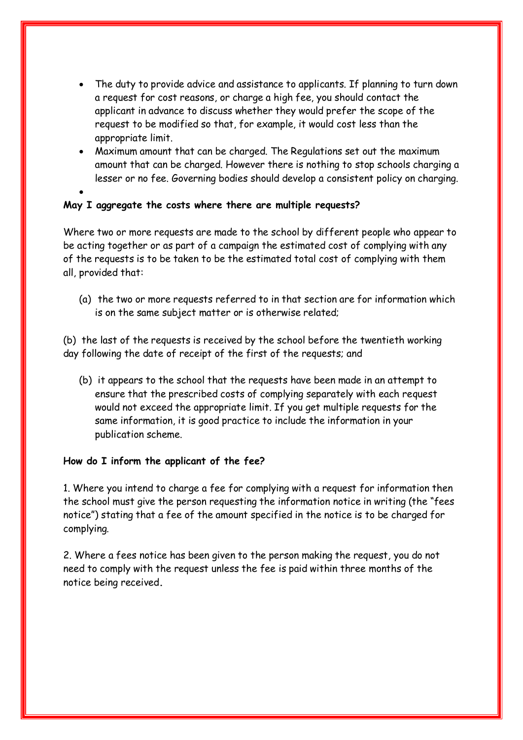- The duty to provide advice and assistance to applicants. If planning to turn down a request for cost reasons, or charge a high fee, you should contact the applicant in advance to discuss whether they would prefer the scope of the request to be modified so that, for example, it would cost less than the appropriate limit.
- Maximum amount that can be charged. The Regulations set out the maximum amount that can be charged. However there is nothing to stop schools charging a lesser or no fee. Governing bodies should develop a consistent policy on charging.
-

**May I aggregate the costs where there are multiple requests?**

Where two or more requests are made to the school by different people who appear to be acting together or as part of a campaign the estimated cost of complying with any of the requests is to be taken to be the estimated total cost of complying with them all, provided that:

(a) the two or more requests referred to in that section are for information which is on the same subject matter or is otherwise related;

(b) the last of the requests is received by the school before the twentieth working day following the date of receipt of the first of the requests; and

(b) it appears to the school that the requests have been made in an attempt to ensure that the prescribed costs of complying separately with each request would not exceed the appropriate limit. If you get multiple requests for the same information, it is good practice to include the information in your publication scheme.

**How do I inform the applicant of the fee?**

1. Where you intend to charge a fee for complying with a request for information then the school must give the person requesting the information notice in writing (the "fees notice") stating that a fee of the amount specified in the notice is to be charged for complying.

2. Where a fees notice has been given to the person making the request, you do not need to comply with the request unless the fee is paid within three months of the notice being received.